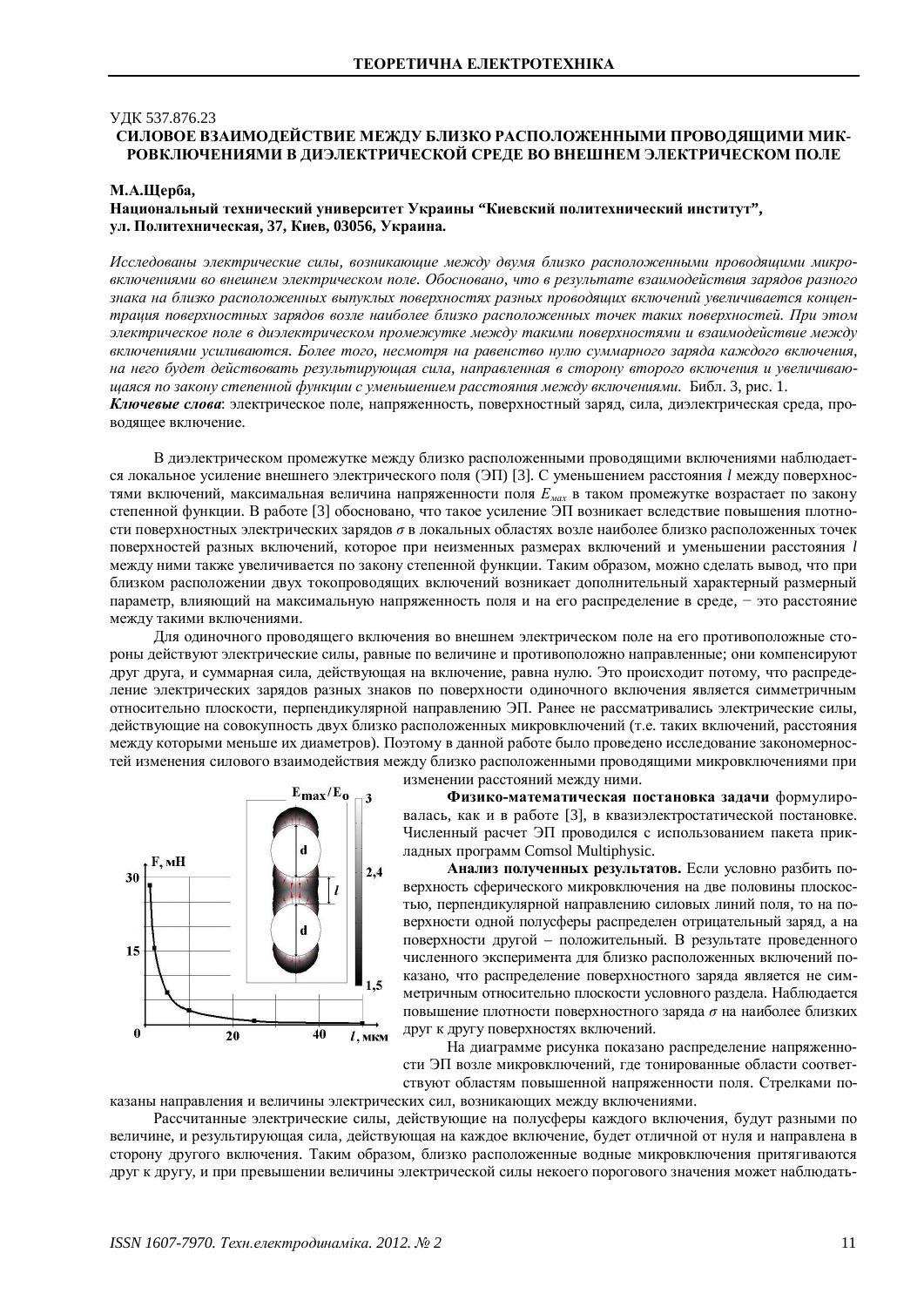УДК 537.876.23

# СИЛОВОЕ ВЗАИМОДЕЙСТВИЕ МЕЖДУ БЛИЗКО РАСПОЛОЖЕННЫМИ ПРОВОДЯЩИМИ МИКРОВКЛЮЧЕНИЯМИ В ДИЭЛЕКТРИЧЕСКОЙ СРЕДЕ ВО ВНЕШНЕМ ЭЛЕКТРИЧЕСКОМ ПОЛЕ

**М.А.Щерба,**
**Национальный технический университет Украины "Киевский политехнический институт", ул. Политехническая, 37, Киев, 03056, Украина.**

*Исследованы электрические силы, возникающие между двумя близко расположенными проводящими микровключениями во внешнем электрическом поле. Обосновано, что в результате взаимодействия зарядов разного знака на близко расположенных выпуклых поверхностях разных проводящих включений увеличивается концентрация поверхностных зарядов возле наиболее близко расположенных точек таких поверхностей. При этом электрическое поле в диэлектрическом промежутке между такими поверхностями и взаимодействие между включениями усиливаются. Более того, несмотря на равенство нулю суммарного заряда каждого включения, на него будет действовать результирующая сила, направленная в сторону второго включения и увеличивающаяся по закону степенной функции с уменьшением расстояния между включениями.* Библ. 3, рис. 1.

***Ключевые слова***: электрическое поле, напряженность, поверхностный заряд, сила, диэлектрическая среда, проводящее включение.

В диэлектрическом промежутке между близко расположенными проводящими включениями наблюдается локальное усиление внешнего электрического поля (ЭП) [3]. С уменьшением расстояния $l$ между поверхностями включений, максимальная величина напряженности поля $E_{max}$ в таком промежутке возрастает по закону степенной функции. В работе [3] обосновано, что такое усиление ЭП возникает вследствие повышения плотности поверхностных электрических зарядов $\sigma$ в локальных областях возле наиболее близко расположенных точек поверхностей разных включений, которое при неизменных размерах включений и уменьшении расстояния $l$ между ними также увеличивается по закону степенной функции. Таким образом, можно сделать вывод, что при близком расположении двух токопроводящих включений возникает дополнительный характерный размерный параметр, влияющий на максимальную напряженность поля и на его распределение в среде, − это расстояние между такими включениями.

Для одиночного проводящего включения во внешнем электрическом поле на его противоположные стороны действуют электрические силы, равные по величине и противоположно направленные; они компенсируют друг друга, и суммарная сила, действующая на включение, равна нулю. Это происходит потому, что распределение электрических зарядов разных знаков по поверхности одиночного включения является симметричным относительно плоскости, перпендикулярной направлению ЭП. Ранее не рассматривались электрические силы, действующие на совокупность двух близко расположенных микровключений (т.е. таких включений, расстояния между которыми меньше их диаметров). Поэтому в данной работе было проведено исследование закономерностей изменения силового взаимодействия между близко расположенными проводящими микровключениями при изменении расстояний между ними.

**Физико-математическая постановка задачи** формулировалась, как и в работе [3], в квазиэлектростатической постановке. Численный расчет ЭП проводился с использованием пакета прикладных программ Comsol Multiphysic.

**Анализ полученных результатов.** Если условно разбить поверхность сферического микровключения на две половины плоскостью, перпендикулярной направлению силовых линий поля, то на поверхности одной полусферы распределен отрицательный заряд, а на поверхности другой – положительный. В результате проведенного численного эксперимента для близко расположенных включений показано, что распределение поверхностного заряда является не симметричным относительно плоскости условного раздела. Наблюдается повышение плотности поверхностного заряда $\sigma$ на наиболее близких друг к другу поверхностях включений.

На диаграмме рисунка показано распределение напряженности ЭП возле микровключений, где тонированные области соответствуют областям повышенной напряженности поля. Стрелками показаны направления и величины электрических сил, возникающих между включениями.

Рассчитанные электрические силы, действующие на полусферы каждого включения, будут разными по величине, и результирующая сила, действующая на каждое включение, будет отличной от нуля и направлена в сторону другого включения. Таким образом, близко расположенные водные микровключения притягиваются друг к другу, и при превышении величины электрической силы некоего порогового значения может наблюдать-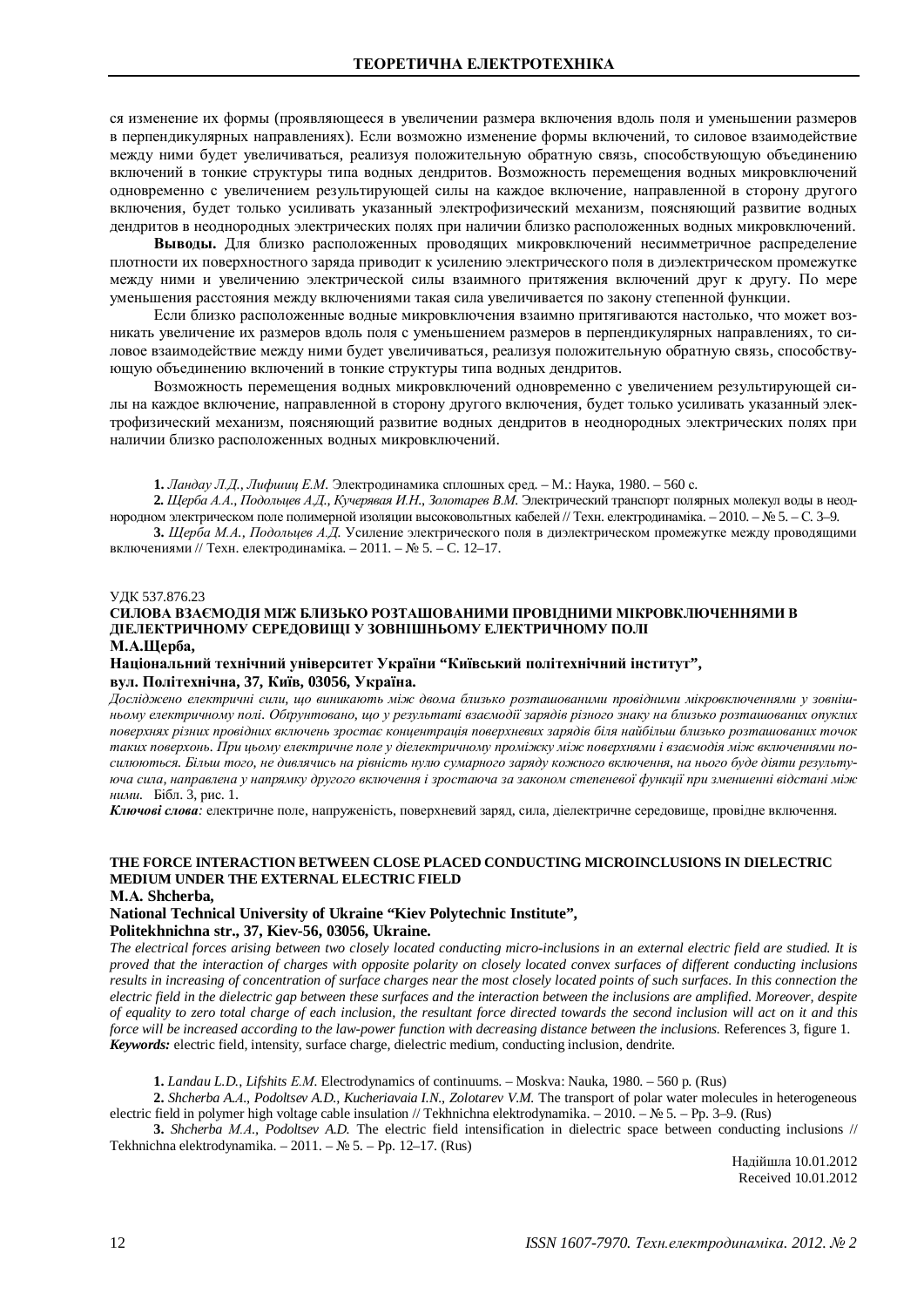ся изменение их формы (проявляющееся в увеличении размера включения вдоль поля и уменьшении размеров в перпендикулярных направлениях). Если возможно изменение формы включений, то силовое взаимодействие между ними будет увеличиваться, реализуя положительную обратную связь, способствующую объединению включений в тонкие структуры типа водных дендритов. Возможность перемещения водных микровключений одновременно с увеличением результирующей силы на каждое включение, направленной в сторону другого включения, будет только усиливать указанный электрофизический механизм, поясняющий развитие водных дендритов в неоднородных электрических полях при наличии близко расположенных водных микровключений.

**Выводы.** Для близко расположенных проводящих микровключений несимметричное распределение плотности их поверхностного заряда приводит к усилению электрического поля в диэлектрическом промежутке между ними и увеличению электрической силы взаимного притяжения включений друг к другу. По мере уменьшения расстояния между включениями такая сила увеличивается по закону степенной функции.

Если близко расположенные водные микровключения взаимно притягиваются настолько, что может возникать увеличение их размеров вдоль поля с уменьшением размеров в перпендикулярных направлениях, то силовое взаимодействие между ними будет увеличиваться, реализуя положительную обратную связь, способствующую объединению включений в тонкие структуры типа водных дендритов.

Возможность перемещения водных микровключений одновременно с увеличением результирующей силы на каждое включение, направленной в сторону другого включения, будет только усиливать указанный электрофизический механизм, поясняющий развитие водных дендритов в неоднородных электрических полях при наличии близко расположенных водных микровключений.

**1.** *Ландау Л.Д., Лифшиц Е.М.* Электродинамика сплошных сред. – М.: Наука, 1980. – 560 с.

**2.** *Щерба А.А., Подольцев А.Д., Кучерявая И.Н., Золотарев В.М.* Электрический транспорт полярных молекул воды в неоднородном электрическом поле полимерной изоляции высоковольтных кабелей // Техн. електродинаміка. – 2010. – № 5. – С. 3–9.

**3.** *Щерба М.А., Подольцев А.Д.* Усиление электрического поля в диэлектрическом промежутке между проводящими включениями // Техн. електродинаміка. – 2011. – № 5. – С. 12–17.

УДК 537.876.23

**СИЛОВА ВЗАЄМОДІЯ МІЖ БЛИЗЬКО РОЗТАШОВАНИМИ ПРОВІДНИМИ МІКРОВКЛЮЧЕННЯМИ В ДІЕЛЕКТРИЧНОМУ СЕРЕДОВИЩІ У ЗОВНІШНЬОМУ ЕЛЕКТРИЧНОМУ ПОЛІ**

**М.А.Щерба,**

**Національний технічний університет України "Київський політехнічний інститут",**
**вул. Політехнічна, 37, Київ, 03056, Україна.**

*Досліджено електричні сили, що виникають між двома близько розташованими провідними мікровключеннями у зовнішньому електричному полі. Обґрунтовано, що у результаті взаємодії зарядів різного знаку на близько розташованих опуклих поверхнях різних провідних включень зростає концентрація поверхневих зарядів біля найбільш близько розташованих точок таких поверхонь. При цьому електричне поле у діелектричному проміжку між поверхнями і взаємодія між включеннями посилюються. Більш того, не дивлячись на рівність нулю сумарного заряду кожного включення, на нього буде діяти результуюча сила, направлена у напрямку другого включення і зростаюча за законом степеневої функції при зменшенні відстані між ними.* Бібл. 3, рис. 1.

***Ключові слова:*** електричне поле, напруженість, поверхневий заряд, сила, діелектричне середовище, провідне включення.

**THE FORCE INTERACTION BETWEEN CLOSE PLACED CONDUCTING MICROINCLUSIONS IN DIELECTRIC MEDIUM UNDER THE EXTERNAL ELECTRIC FIELD**

**M.A. Shcherba,**

**National Technical University of Ukraine "Kiev Polytechnic Institute",**
**Politekhnichna str., 37, Kiev-56, 03056, Ukraine.**

*The electrical forces arising between two closely located conducting micro-inclusions in an external electric field are studied. It is proved that the interaction of charges with opposite polarity on closely located convex surfaces of different conducting inclusions results in increasing of concentration of surface charges near the most closely located points of such surfaces. In this connection the electric field in the dielectric gap between these surfaces and the interaction between the inclusions are amplified. Moreover, despite of equality to zero total charge of each inclusion, the resultant force directed towards the second inclusion will act on it and this force will be increased according to the law-power function with decreasing distance between the inclusions.* References 3, figure 1.

***Keywords:*** electric field, intensity, surface charge, dielectric medium, conducting inclusion, dendrite.

**1.** *Landau L.D., Lifshits E.M.* Electrodynamics of continuums. – Moskva: Nauka, 1980. – 560 p. (Rus)

**2.** *Shcherba A.A., Podoltsev A.D., Kucheriavaia I.N., Zolotarev V.M.* The transport of polar water molecules in heterogeneous electric field in polymer high voltage cable insulation // Tekhnichna elektrodynamika. – 2010. – № 5. – Pp. 3–9. (Rus)

**3.** *Shcherba M.A., Podoltsev A.D.* The electric field intensification in dielectric space between conducting inclusions // Tekhnichna elektrodynamika. – 2011. – № 5. – Pp. 12–17. (Rus)

Надійшла 10.01.2012
Received 10.01.2012